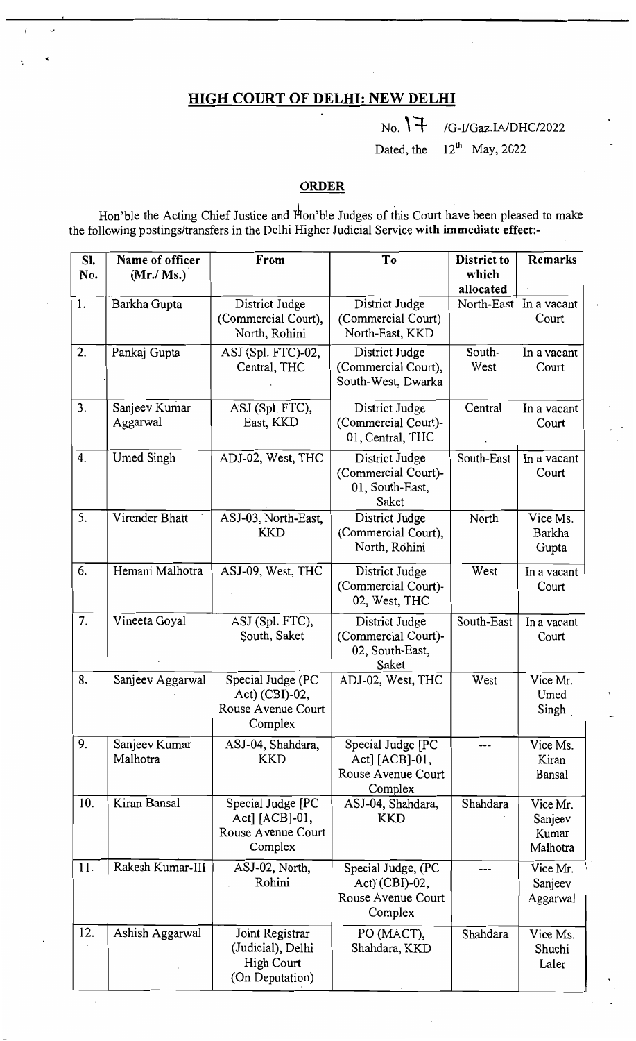# HIGH COURT OF DELHI: NEW DELHI

No. 17 /G-I/Gaz.IA/DHC/2022

Dated, the 12th May, 2022

## ORDER

Hon'ble the Acting Chief Justice and Hon'ble Judges of this Court have been pleased to make the following postings/transfers in the Delhi Higher Judicial Service **with immediate effect**:-

| Sl. No. | Name of officer (Mr./ Ms.) | From | To | District to which allocated | Remarks |
|---|---|---|---|---|---|
| 1. | Barkha Gupta | District Judge (Commercial Court), North, Rohini | District Judge (Commercial Court) North-East, KKD | North-East | In a vacant Court |
| 2. | Pankaj Gupta | ASJ (Spl. FTC)-02, Central, THC | District Judge (Commercial Court), South-West, Dwarka | South-West | In a vacant Court |
| 3. | Sanjeev Kumar Aggarwal | ASJ (Spl. FTC), East, KKD | District Judge (Commercial Court)-01, Central, THC | Central | In a vacant Court |
| 4. | Umed Singh | ADJ-02, West, THC | District Judge (Commercial Court)-01, South-East, Saket | South-East | In a vacant Court |
| 5. | Virender Bhatt | ASJ-03, North-East, KKD | District Judge (Commercial Court), North, Rohini | North | Vice Ms. Barkha Gupta |
| 6. | Hemani Malhotra | ASJ-09, West, THC | District Judge (Commercial Court)-02, West, THC | West | In a vacant Court |
| 7. | Vineeta Goyal | ASJ (Spl. FTC), South, Saket | District Judge (Commercial Court)-02, South-East, Saket | South-East | In a vacant Court |
| 8. | Sanjeev Aggarwal | Special Judge (PC Act) (CBI)-02, Rouse Avenue Court Complex | ADJ-02, West, THC | West | Vice Mr. Umed Singh |
| 9. | Sanjeev Kumar Malhotra | ASJ-04, Shahdara, KKD | Special Judge [PC Act] [ACB]-01, Rouse Avenue Court Complex | --- | Vice Ms. Kiran Bansal |
| 10. | Kiran Bansal | Special Judge [PC Act] [ACB]-01, Rouse Avenue Court Complex | ASJ-04, Shahdara, KKD | Shahdara | Vice Mr. Sanjeev Kumar Malhotra |
| 11. | Rakesh Kumar-III | ASJ-02, North, Rohini | Special Judge, (PC Act) (CBI)-02, Rouse Avenue Court Complex | --- | Vice Mr. Sanjeev Aggarwal |
| 12. | Ashish Aggarwal | Joint Registrar (Judicial), Delhi High Court (On Deputation) | PO (MACT), Shahdara, KKD | Shahdara | Vice Ms. Shuchi Laler |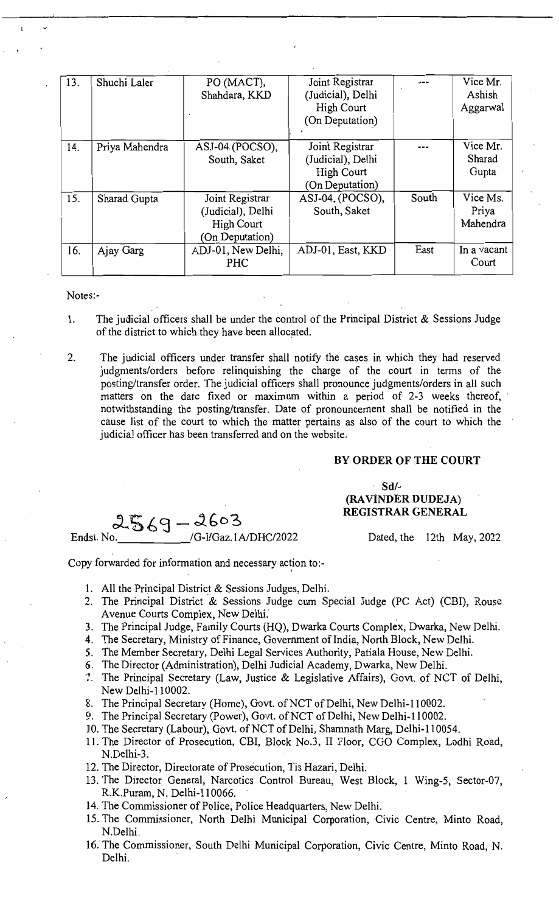| 13. | Shuchi Laler | PO (MACT), Shahdara, KKD | Joint Registrar (Judicial), Delhi High Court (On Deputation) | --- | Vice Mr. Ashish Aggarwal |
|---|---|---|---|---|---|
| 14. | Priya Mahendra | ASJ-04 (POCSO), South, Saket | Joint Registrar (Judicial), Delhi High Court (On Deputation) | --- | Vice Mr. Sharad Gupta |
| 15. | Sharad Gupta | Joint Registrar (Judicial), Delhi High Court (On Deputation) | ASJ-04, (POCSO), South, Saket | South | Vice Ms. Priya Mahendra |
| 16. | Ajay Garg | ADJ-01, New Delhi, PHC | ADJ-01, East, KKD | East | In a vacant Court |

Notes:-

1. The judicial officers shall be under the control of the Principal District & Sessions Judge of the district to which they have been allocated.

2. The judicial officers under transfer shall notify the cases in which they had reserved judgments/orders before relinquishing the charge of the court in terms of the posting/transfer order. The judicial officers shall pronounce judgments/orders in all such matters on the date fixed or maximum within a period of 2-3 weeks thereof, notwithstanding the posting/transfer. Date of pronouncement shall be notified in the cause list of the court to which the matter pertains as also of the court to which the judicial officer has been transferred and on the website.

**BY ORDER OF THE COURT**

**Sd/-**
**(RAVINDER DUDEJA)**
**REGISTRAR GENERAL**

Endst. No. 2569 – 2603 /G-I/Gaz.1A/DHC/2022 Dated, the 12th May, 2022

Copy forwarded for information and necessary action to:-

1. All the Principal District & Sessions Judges, Delhi.
2. The Principal District & Sessions Judge cum Special Judge (PC Act) (CBI), Rouse Avenue Courts Complex, New Delhi.
3. The Principal Judge, Family Courts (HQ), Dwarka Courts Complex, Dwarka, New Delhi.
4. The Secretary, Ministry of Finance, Government of India, North Block, New Delhi.
5. The Member Secretary, Delhi Legal Services Authority, Patiala House, New Delhi.
6. The Director (Administration), Delhi Judicial Academy, Dwarka, New Delhi.
7. The Principal Secretary (Law, Justice & Legislative Affairs), Govt. of NCT of Delhi, New Delhi-110002.
8. The Principal Secretary (Home), Govt. of NCT of Delhi, New Delhi-110002.
9. The Principal Secretary (Power), Govt. of NCT of Delhi, New Delhi-110002.
10. The Secretary (Labour), Govt. of NCT of Delhi, Shamnath Marg, Delhi-110054.
11. The Director of Prosecution, CBI, Block No.3, II Floor, CGO Complex, Lodhi Road, N.Delhi-3.
12. The Director, Directorate of Prosecution, Tis Hazari, Delhi.
13. The Director General, Narcotics Control Bureau, West Block, 1 Wing-5, Sector-07, R.K.Puram, N. Delhi-110066.
14. The Commissioner of Police, Police Headquarters, New Delhi.
15. The Commissioner, North Delhi Municipal Corporation, Civic Centre, Minto Road, N.Delhi.
16. The Commissioner, South Delhi Municipal Corporation, Civic Centre, Minto Road, N. Delhi.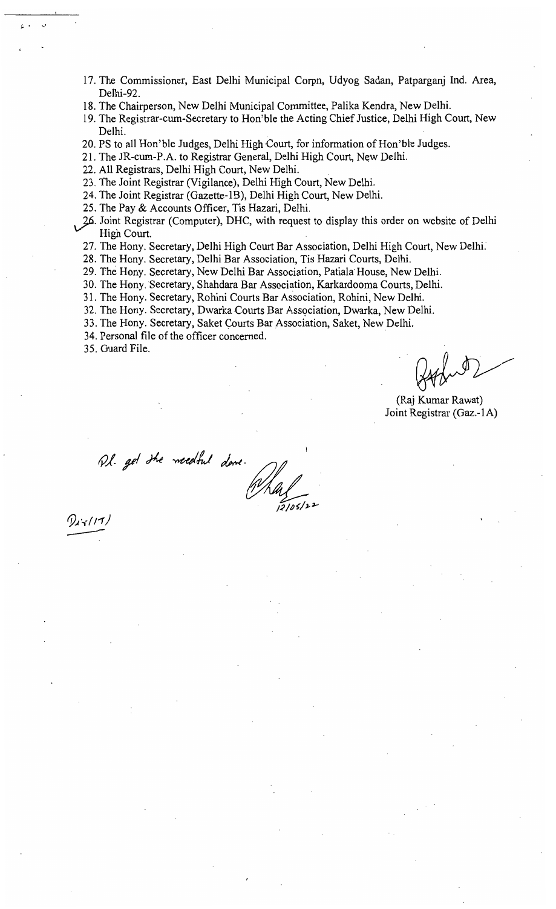17. The Commissioner, East Delhi Municipal Corpn, Udyog Sadan, Patparganj Ind. Area, Delhi-92.
18. The Chairperson, New Delhi Municipal Committee, Palika Kendra, New Delhi.
19. The Registrar-cum-Secretary to Hon'ble the Acting Chief Justice, Delhi High Court, New Delhi.
20. PS to all Hon'ble Judges, Delhi High Court, for information of Hon'ble Judges.
21. The JR-cum-P.A. to Registrar General, Delhi High Court, New Delhi.
22. All Registrars, Delhi High Court, New Delhi.
23. The Joint Registrar (Vigilance), Delhi High Court, New Delhi.
24. The Joint Registrar (Gazette-1B), Delhi High Court, New Delhi.
25. The Pay & Accounts Officer, Tis Hazari, Delhi.
26. Joint Registrar (Computer), DHC, with request to display this order on website of Delhi High Court.
27. The Hony. Secretary, Delhi High Court Bar Association, Delhi High Court, New Delhi.
28. The Hony. Secretary, Delhi Bar Association, Tis Hazari Courts, Delhi.
29. The Hony. Secretary, New Delhi Bar Association, Patiala House, New Delhi.
30. The Hony. Secretary, Shahdara Bar Association, Karkardooma Courts, Delhi.
31. The Hony. Secretary, Rohini Courts Bar Association, Rohini, New Delhi.
32. The Hony. Secretary, Dwarka Courts Bar Association, Dwarka, New Delhi.
33. The Hony. Secretary, Saket Courts Bar Association, Saket, New Delhi.
34. Personal file of the officer concerned.
35. Guard File.

(Raj Kumar Rawat)
Joint Registrar (Gaz.-1A)

Pl. get the needful done.

12/05/22

Dy(IT)